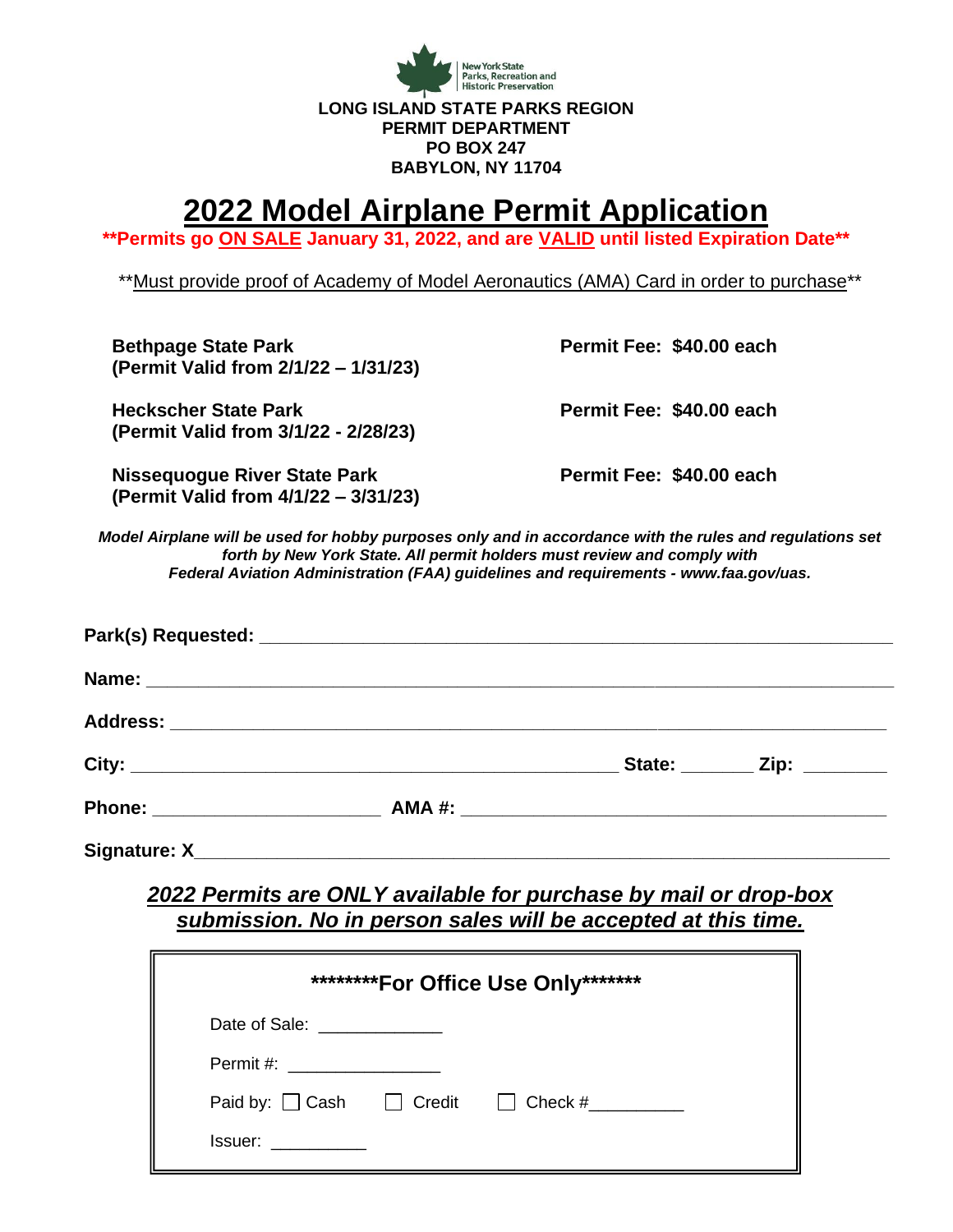New York State Parks, Recreation and Historic Preservation

**LONG ISLAND STATE PARKS REGION**
**PERMIT DEPARTMENT**
**PO BOX 247**
**BABYLON, NY 11704**

# 2022 Model Airplane Permit Application

****Permits go ON SALE January 31, 2022, and are VALID until listed Expiration Date****

**Must provide proof of Academy of Model Aeronautics (AMA) Card in order to purchase**

| Park | Fee |
|---|---|
| **Bethpage State Park (Permit Valid from 2/1/22 – 1/31/23)** | **Permit Fee: $40.00 each** |
| **Heckscher State Park (Permit Valid from 3/1/22 - 2/28/23)** | **Permit Fee: $40.00 each** |
| **Nissequogue River State Park (Permit Valid from 4/1/22 – 3/31/23)** | **Permit Fee: $40.00 each** |

***Model Airplane will be used for hobby purposes only and in accordance with the rules and regulations set forth by New York State. All permit holders must review and comply with Federal Aviation Administration (FAA) guidelines and requirements - www.faa.gov/uas.***

**Park(s) Requested:** ____________________________________________

**Name:** ____________________________________________

**Address:** ____________________________________________

**City:** ______________________________ **State:** _______ **Zip:** ________

**Phone:** ______________________ **AMA #:** ______________________________

**Signature: X**____________________________________________

***2022 Permits are ONLY available for purchase by mail or drop-box submission. No in person sales will be accepted at this time.***

**\*\*\*\*\*\*\*\*For Office Use Only\*\*\*\*\*\*\***

Date of Sale: _____________

Permit #: _______________

Paid by: ☐ Cash ☐ Credit ☐ Check #_________

Issuer: __________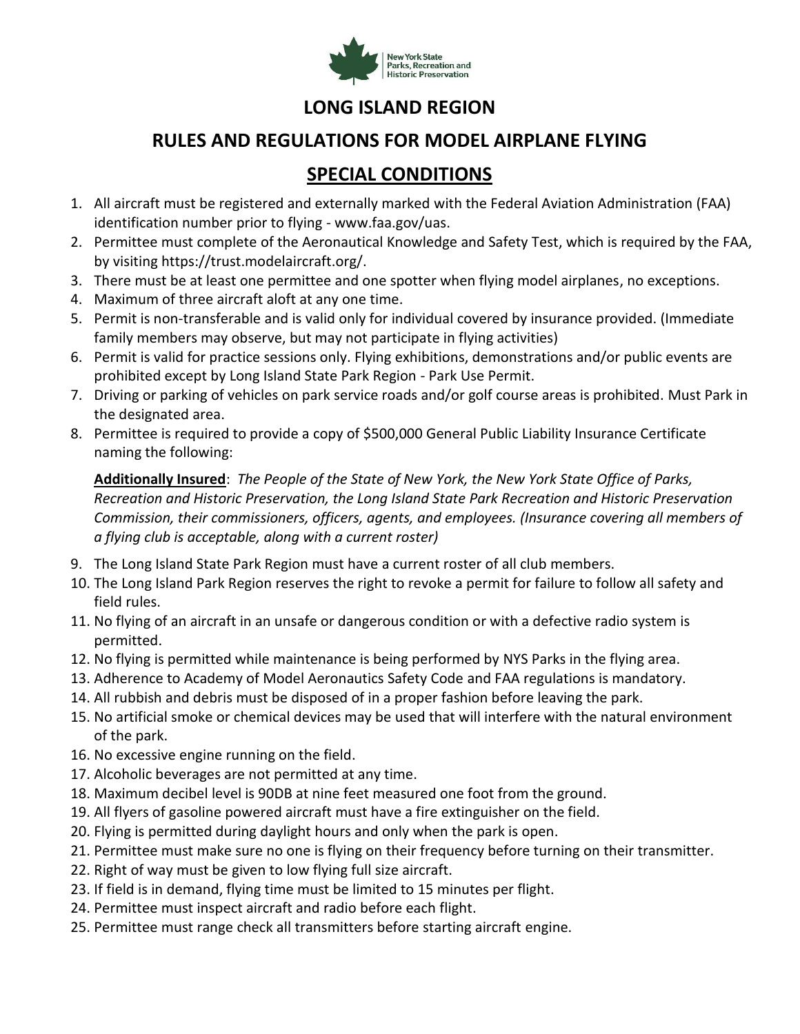New York State Parks, Recreation and Historic Preservation

# LONG ISLAND REGION

## RULES AND REGULATIONS FOR MODEL AIRPLANE FLYING

## SPECIAL CONDITIONS

1. All aircraft must be registered and externally marked with the Federal Aviation Administration (FAA) identification number prior to flying - www.faa.gov/uas.
2. Permittee must complete of the Aeronautical Knowledge and Safety Test, which is required by the FAA, by visiting https://trust.modelaircraft.org/.
3. There must be at least one permittee and one spotter when flying model airplanes, no exceptions.
4. Maximum of three aircraft aloft at any one time.
5. Permit is non-transferable and is valid only for individual covered by insurance provided. (Immediate family members may observe, but may not participate in flying activities)
6. Permit is valid for practice sessions only. Flying exhibitions, demonstrations and/or public events are prohibited except by Long Island State Park Region - Park Use Permit.
7. Driving or parking of vehicles on park service roads and/or golf course areas is prohibited. Must Park in the designated area.
8. Permittee is required to provide a copy of $500,000 General Public Liability Insurance Certificate naming the following:

   **Additionally Insured**: *The People of the State of New York, the New York State Office of Parks, Recreation and Historic Preservation, the Long Island State Park Recreation and Historic Preservation Commission, their commissioners, officers, agents, and employees. (Insurance covering all members of a flying club is acceptable, along with a current roster)*

9. The Long Island State Park Region must have a current roster of all club members.
10. The Long Island Park Region reserves the right to revoke a permit for failure to follow all safety and field rules.
11. No flying of an aircraft in an unsafe or dangerous condition or with a defective radio system is permitted.
12. No flying is permitted while maintenance is being performed by NYS Parks in the flying area.
13. Adherence to Academy of Model Aeronautics Safety Code and FAA regulations is mandatory.
14. All rubbish and debris must be disposed of in a proper fashion before leaving the park.
15. No artificial smoke or chemical devices may be used that will interfere with the natural environment of the park.
16. No excessive engine running on the field.
17. Alcoholic beverages are not permitted at any time.
18. Maximum decibel level is 90DB at nine feet measured one foot from the ground.
19. All flyers of gasoline powered aircraft must have a fire extinguisher on the field.
20. Flying is permitted during daylight hours and only when the park is open.
21. Permittee must make sure no one is flying on their frequency before turning on their transmitter.
22. Right of way must be given to low flying full size aircraft.
23. If field is in demand, flying time must be limited to 15 minutes per flight.
24. Permittee must inspect aircraft and radio before each flight.
25. Permittee must range check all transmitters before starting aircraft engine.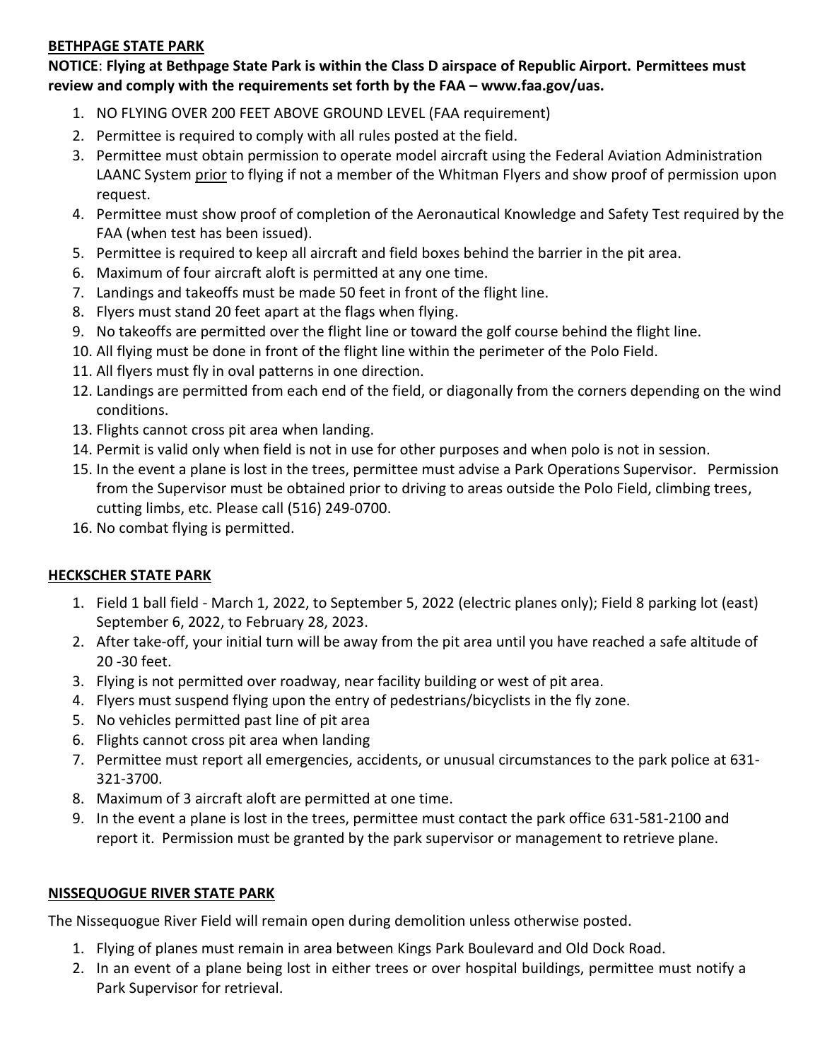**BETHPAGE STATE PARK**

**NOTICE**: **Flying at Bethpage State Park is within the Class D airspace of Republic Airport. Permittees must review and comply with the requirements set forth by the FAA – www.faa.gov/uas.**

1. NO FLYING OVER 200 FEET ABOVE GROUND LEVEL (FAA requirement)
2. Permittee is required to comply with all rules posted at the field.
3. Permittee must obtain permission to operate model aircraft using the Federal Aviation Administration LAANC System prior to flying if not a member of the Whitman Flyers and show proof of permission upon request.
4. Permittee must show proof of completion of the Aeronautical Knowledge and Safety Test required by the FAA (when test has been issued).
5. Permittee is required to keep all aircraft and field boxes behind the barrier in the pit area.
6. Maximum of four aircraft aloft is permitted at any one time.
7. Landings and takeoffs must be made 50 feet in front of the flight line.
8. Flyers must stand 20 feet apart at the flags when flying.
9. No takeoffs are permitted over the flight line or toward the golf course behind the flight line.
10. All flying must be done in front of the flight line within the perimeter of the Polo Field.
11. All flyers must fly in oval patterns in one direction.
12. Landings are permitted from each end of the field, or diagonally from the corners depending on the wind conditions.
13. Flights cannot cross pit area when landing.
14. Permit is valid only when field is not in use for other purposes and when polo is not in session.
15. In the event a plane is lost in the trees, permittee must advise a Park Operations Supervisor. Permission from the Supervisor must be obtained prior to driving to areas outside the Polo Field, climbing trees, cutting limbs, etc. Please call (516) 249-0700.
16. No combat flying is permitted.

**HECKSCHER STATE PARK**

1. Field 1 ball field - March 1, 2022, to September 5, 2022 (electric planes only); Field 8 parking lot (east) September 6, 2022, to February 28, 2023.
2. After take-off, your initial turn will be away from the pit area until you have reached a safe altitude of 20 -30 feet.
3. Flying is not permitted over roadway, near facility building or west of pit area.
4. Flyers must suspend flying upon the entry of pedestrians/bicyclists in the fly zone.
5. No vehicles permitted past line of pit area
6. Flights cannot cross pit area when landing
7. Permittee must report all emergencies, accidents, or unusual circumstances to the park police at 631-321-3700.
8. Maximum of 3 aircraft aloft are permitted at one time.
9. In the event a plane is lost in the trees, permittee must contact the park office 631-581-2100 and report it. Permission must be granted by the park supervisor or management to retrieve plane.

**NISSEQUOGUE RIVER STATE PARK**

The Nissequogue River Field will remain open during demolition unless otherwise posted.

1. Flying of planes must remain in area between Kings Park Boulevard and Old Dock Road.
2. In an event of a plane being lost in either trees or over hospital buildings, permittee must notify a Park Supervisor for retrieval.